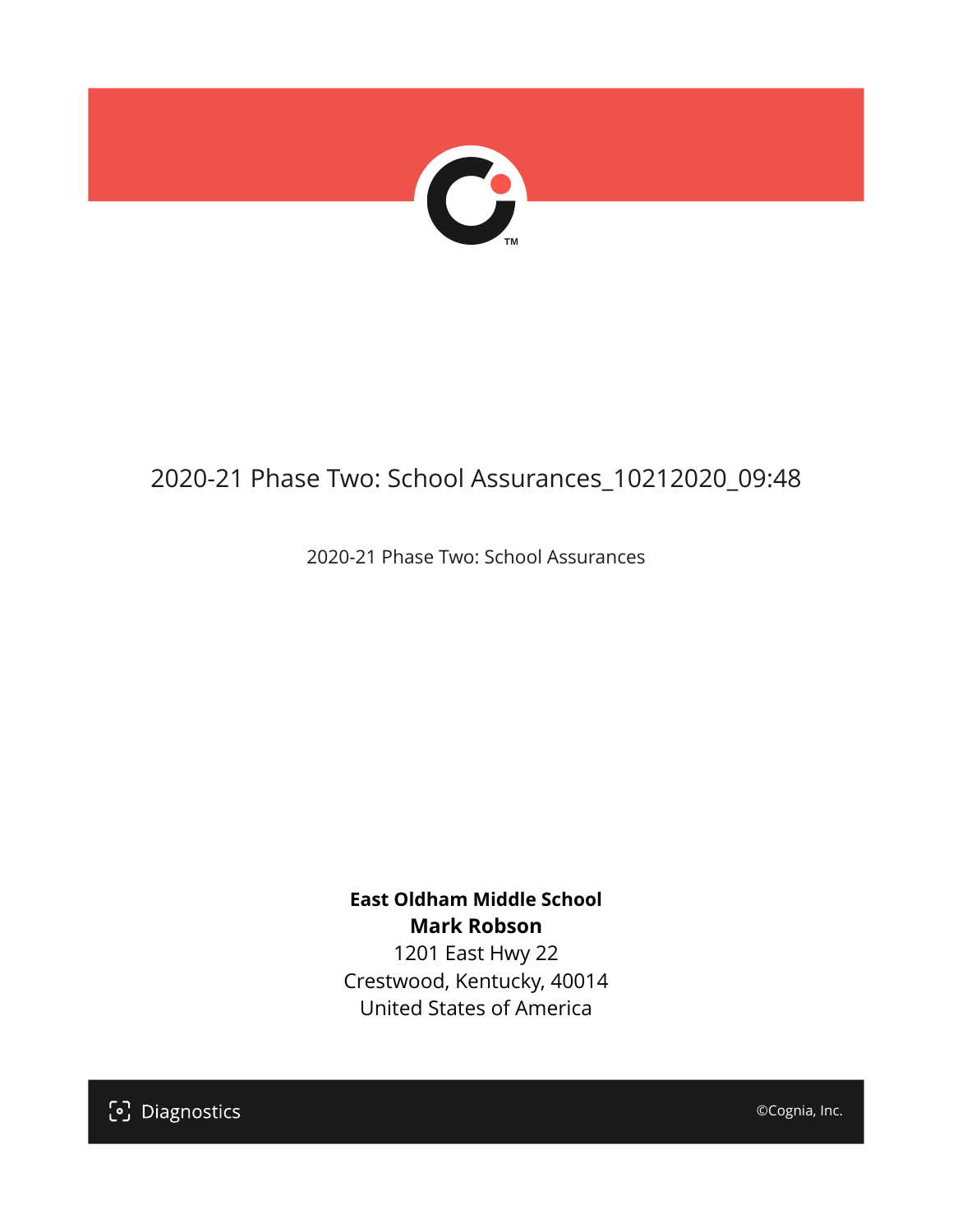# 2020-21 Phase Two: School Assurances_10212020_09:48

2020-21 Phase Two: School Assurances

**East Oldham Middle School**
**Mark Robson**
1201 East Hwy 22
Crestwood, Kentucky, 40014
United States of America

Diagnostics

©Cognia, Inc.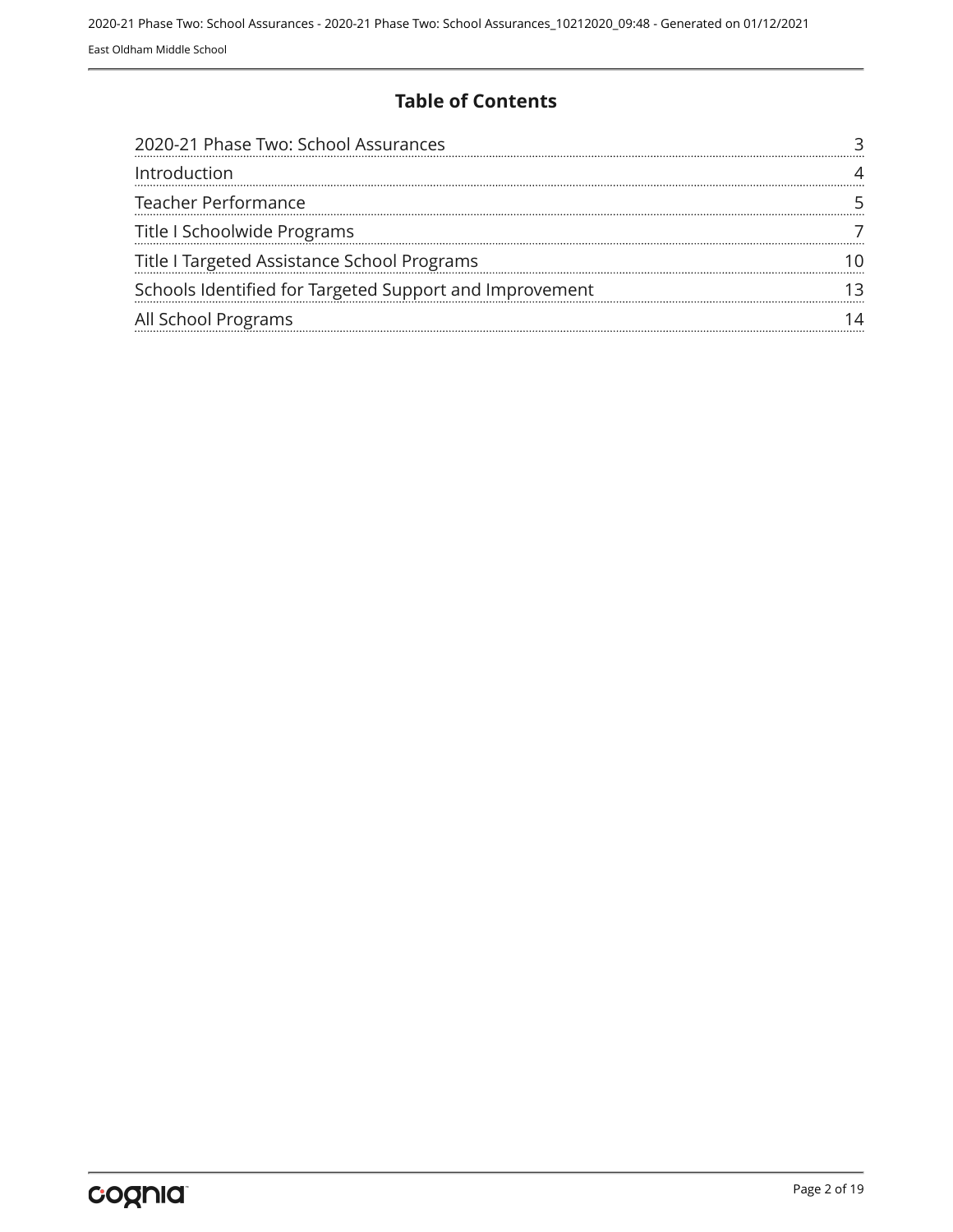## Table of Contents

| | |
|---|---|
| 2020-21 Phase Two: School Assurances | 3 |
| Introduction | 4 |
| Teacher Performance | 5 |
| Title I Schoolwide Programs | 7 |
| Title I Targeted Assistance School Programs | 10 |
| Schools Identified for Targeted Support and Improvement | 13 |
| All School Programs | 14 |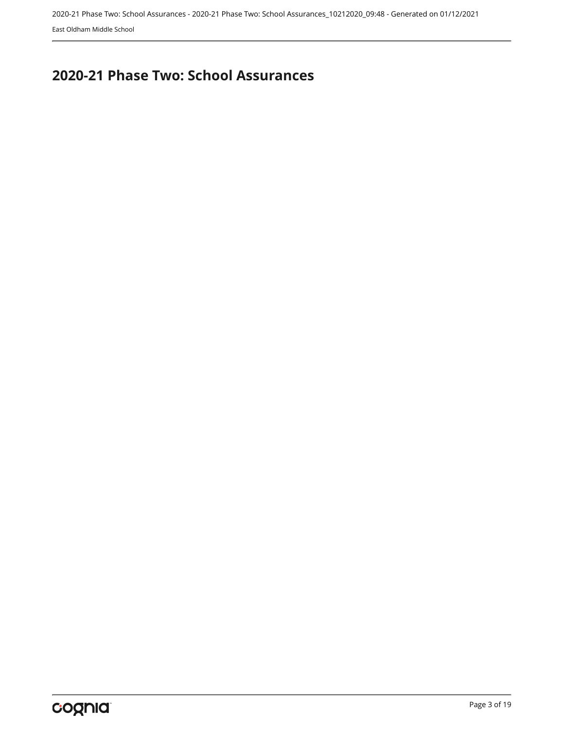# 2020-21 Phase Two: School Assurances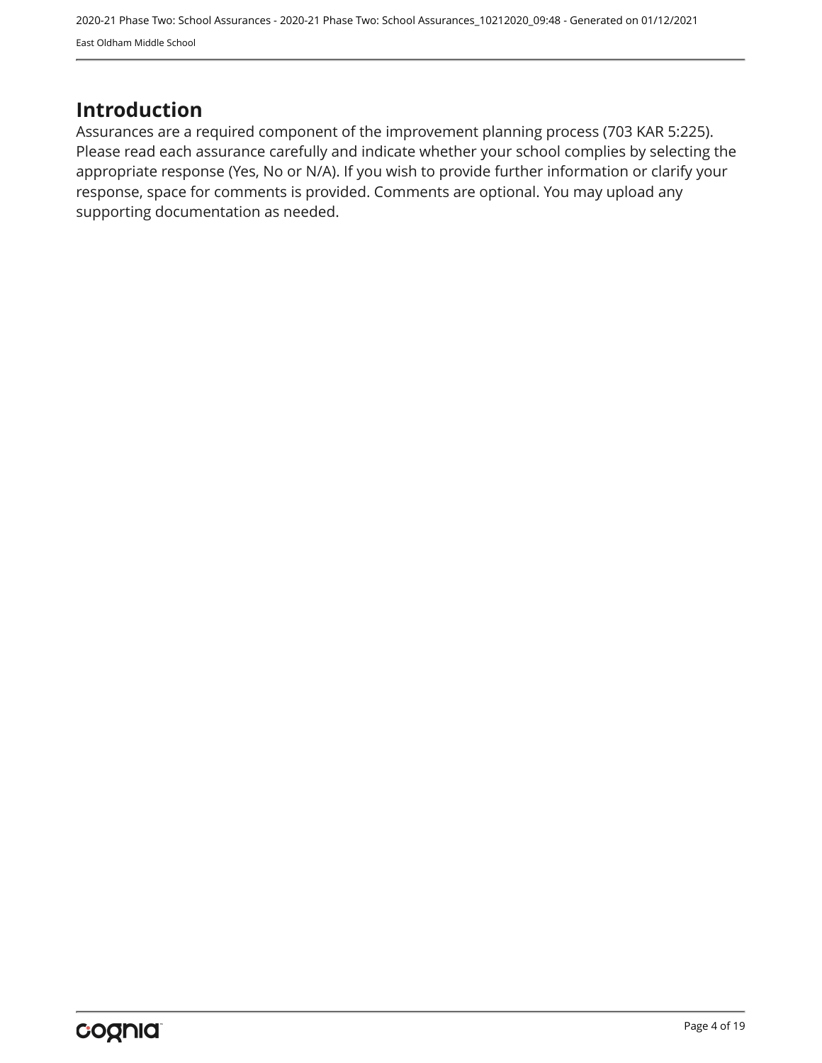## Introduction

Assurances are a required component of the improvement planning process (703 KAR 5:225). Please read each assurance carefully and indicate whether your school complies by selecting the appropriate response (Yes, No or N/A). If you wish to provide further information or clarify your response, space for comments is provided. Comments are optional. You may upload any supporting documentation as needed.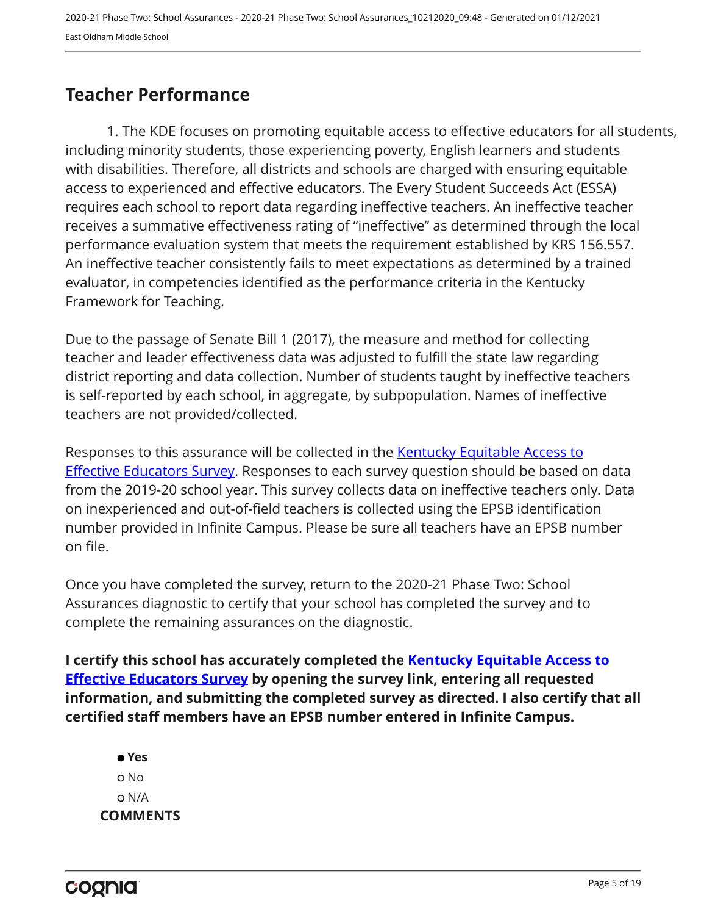## Teacher Performance

1. The KDE focuses on promoting equitable access to effective educators for all students, including minority students, those experiencing poverty, English learners and students with disabilities. Therefore, all districts and schools are charged with ensuring equitable access to experienced and effective educators. The Every Student Succeeds Act (ESSA) requires each school to report data regarding ineffective teachers. An ineffective teacher receives a summative effectiveness rating of "ineffective" as determined through the local performance evaluation system that meets the requirement established by KRS 156.557. An ineffective teacher consistently fails to meet expectations as determined by a trained evaluator, in competencies identified as the performance criteria in the Kentucky Framework for Teaching.

Due to the passage of Senate Bill 1 (2017), the measure and method for collecting teacher and leader effectiveness data was adjusted to fulfill the state law regarding district reporting and data collection. Number of students taught by ineffective teachers is self-reported by each school, in aggregate, by subpopulation. Names of ineffective teachers are not provided/collected.

Responses to this assurance will be collected in the Kentucky Equitable Access to Effective Educators Survey. Responses to each survey question should be based on data from the 2019-20 school year. This survey collects data on ineffective teachers only. Data on inexperienced and out-of-field teachers is collected using the EPSB identification number provided in Infinite Campus. Please be sure all teachers have an EPSB number on file.

Once you have completed the survey, return to the 2020-21 Phase Two: School Assurances diagnostic to certify that your school has completed the survey and to complete the remaining assurances on the diagnostic.

**I certify this school has accurately completed the Kentucky Equitable Access to Effective Educators Survey by opening the survey link, entering all requested information, and submitting the completed survey as directed. I also certify that all certified staff members have an EPSB number entered in Infinite Campus.**

- ● **Yes**
- ○ No
- ○ N/A

**COMMENTS**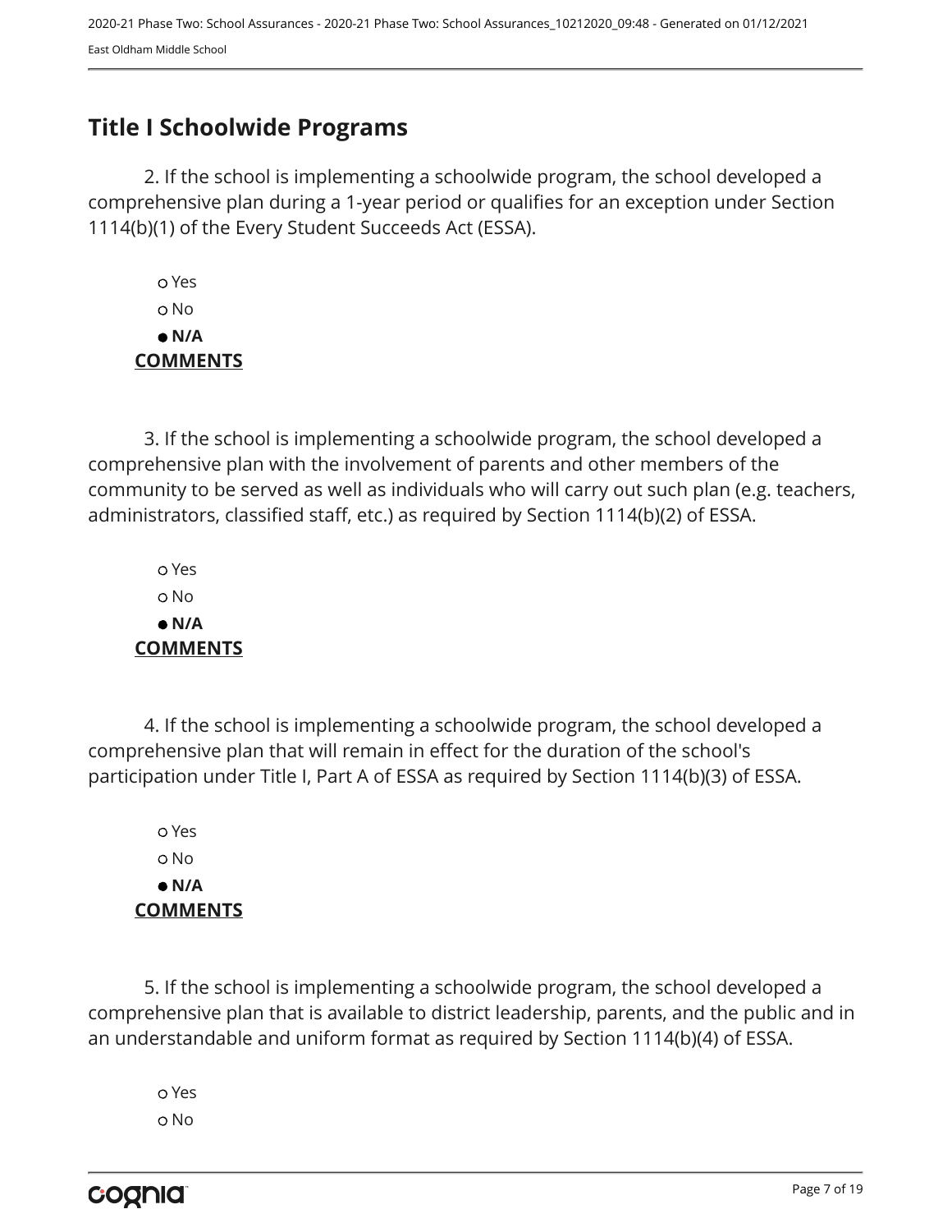## Title I Schoolwide Programs

2. If the school is implementing a schoolwide program, the school developed a comprehensive plan during a 1-year period or qualifies for an exception under Section 1114(b)(1) of the Every Student Succeeds Act (ESSA).

- ○ Yes
- ○ No
- ● **N/A**

**COMMENTS**

3. If the school is implementing a schoolwide program, the school developed a comprehensive plan with the involvement of parents and other members of the community to be served as well as individuals who will carry out such plan (e.g. teachers, administrators, classified staff, etc.) as required by Section 1114(b)(2) of ESSA.

- ○ Yes
- ○ No
- ● **N/A**

**COMMENTS**

4. If the school is implementing a schoolwide program, the school developed a comprehensive plan that will remain in effect for the duration of the school's participation under Title I, Part A of ESSA as required by Section 1114(b)(3) of ESSA.

- ○ Yes
- ○ No
- ● **N/A**

**COMMENTS**

5. If the school is implementing a schoolwide program, the school developed a comprehensive plan that is available to district leadership, parents, and the public and in an understandable and uniform format as required by Section 1114(b)(4) of ESSA.

- ○ Yes
- ○ No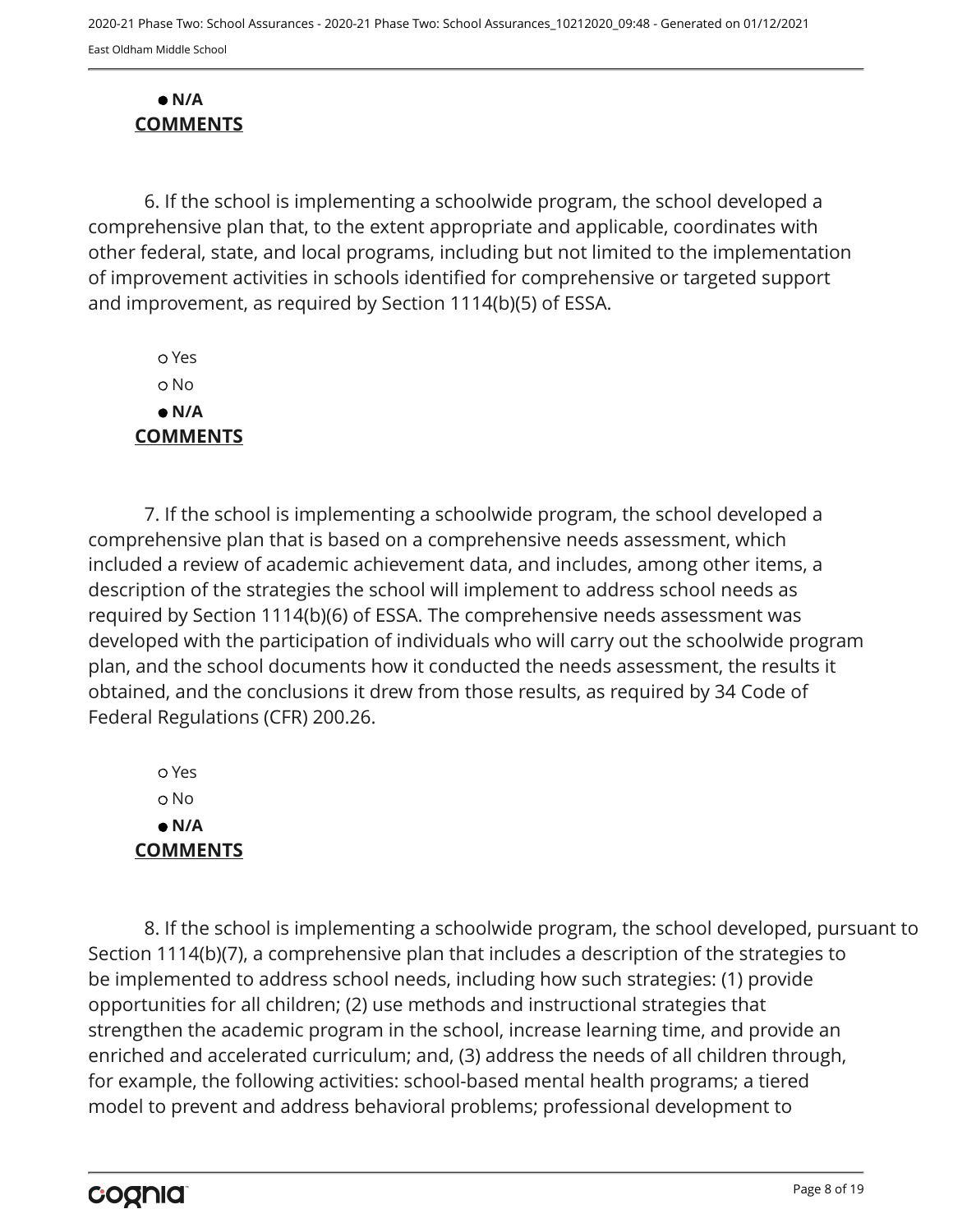- **N/A**

**COMMENTS**

6. If the school is implementing a schoolwide program, the school developed a comprehensive plan that, to the extent appropriate and applicable, coordinates with other federal, state, and local programs, including but not limited to the implementation of improvement activities in schools identified for comprehensive or targeted support and improvement, as required by Section 1114(b)(5) of ESSA.

- Yes
- No
- **N/A**

**COMMENTS**

7. If the school is implementing a schoolwide program, the school developed a comprehensive plan that is based on a comprehensive needs assessment, which included a review of academic achievement data, and includes, among other items, a description of the strategies the school will implement to address school needs as required by Section 1114(b)(6) of ESSA. The comprehensive needs assessment was developed with the participation of individuals who will carry out the schoolwide program plan, and the school documents how it conducted the needs assessment, the results it obtained, and the conclusions it drew from those results, as required by 34 Code of Federal Regulations (CFR) 200.26.

- Yes
- No
- **N/A**

**COMMENTS**

8. If the school is implementing a schoolwide program, the school developed, pursuant to Section 1114(b)(7), a comprehensive plan that includes a description of the strategies to be implemented to address school needs, including how such strategies: (1) provide opportunities for all children; (2) use methods and instructional strategies that strengthen the academic program in the school, increase learning time, and provide an enriched and accelerated curriculum; and, (3) address the needs of all children through, for example, the following activities: school-based mental health programs; a tiered model to prevent and address behavioral problems; professional development to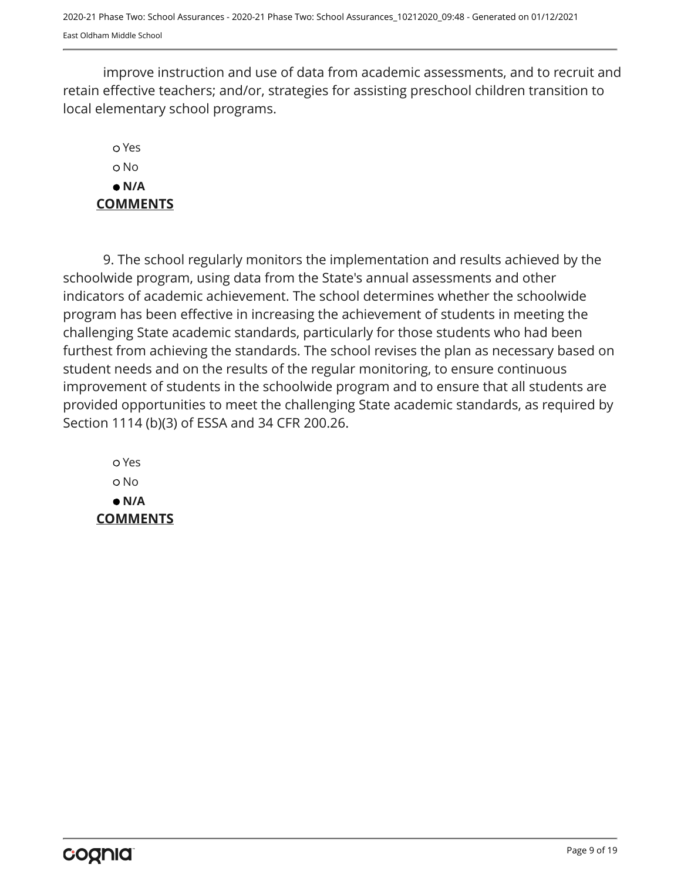improve instruction and use of data from academic assessments, and to recruit and retain effective teachers; and/or, strategies for assisting preschool children transition to local elementary school programs.

○ Yes
○ No
● **N/A**

**COMMENTS**

9. The school regularly monitors the implementation and results achieved by the schoolwide program, using data from the State's annual assessments and other indicators of academic achievement. The school determines whether the schoolwide program has been effective in increasing the achievement of students in meeting the challenging State academic standards, particularly for those students who had been furthest from achieving the standards. The school revises the plan as necessary based on student needs and on the results of the regular monitoring, to ensure continuous improvement of students in the schoolwide program and to ensure that all students are provided opportunities to meet the challenging State academic standards, as required by Section 1114 (b)(3) of ESSA and 34 CFR 200.26.

○ Yes
○ No
● **N/A**

**COMMENTS**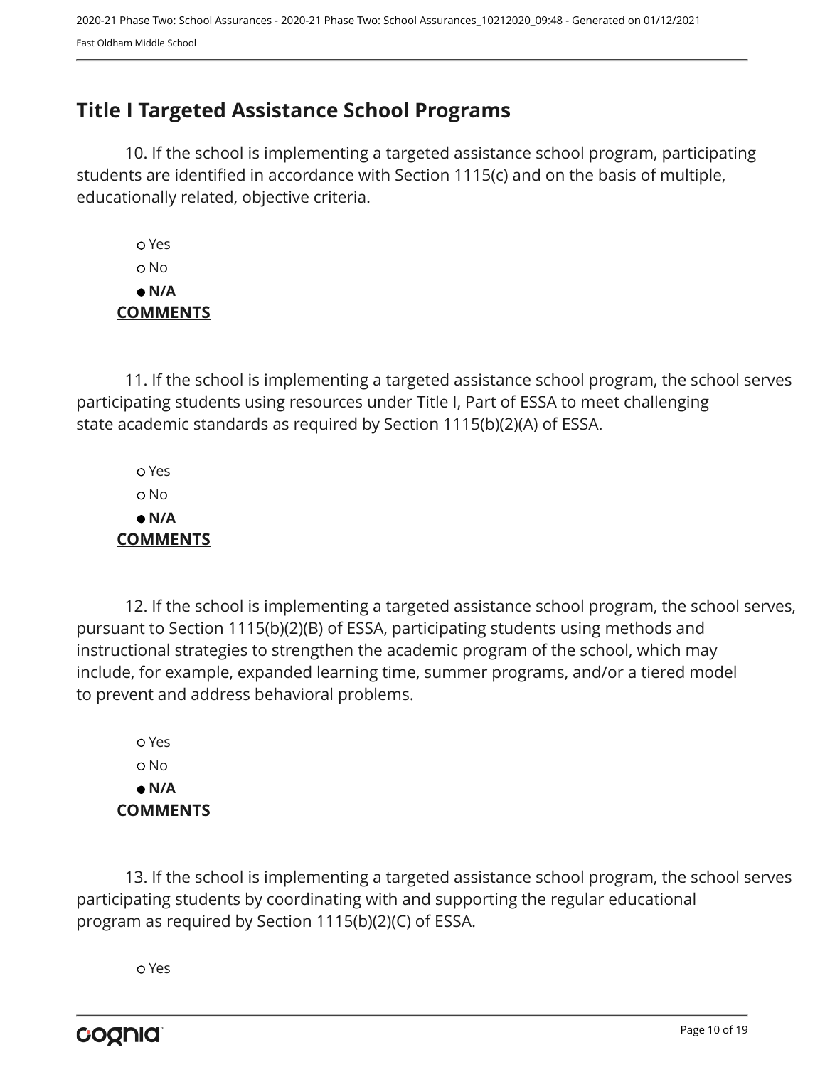## Title I Targeted Assistance School Programs

10. If the school is implementing a targeted assistance school program, participating students are identified in accordance with Section 1115(c) and on the basis of multiple, educationally related, objective criteria.

- ○ Yes
- ○ No
- ● **N/A**

**COMMENTS**

11. If the school is implementing a targeted assistance school program, the school serves participating students using resources under Title I, Part of ESSA to meet challenging state academic standards as required by Section 1115(b)(2)(A) of ESSA.

- ○ Yes
- ○ No
- ● **N/A**

**COMMENTS**

12. If the school is implementing a targeted assistance school program, the school serves, pursuant to Section 1115(b)(2)(B) of ESSA, participating students using methods and instructional strategies to strengthen the academic program of the school, which may include, for example, expanded learning time, summer programs, and/or a tiered model to prevent and address behavioral problems.

- ○ Yes
- ○ No
- ● **N/A**

**COMMENTS**

13. If the school is implementing a targeted assistance school program, the school serves participating students by coordinating with and supporting the regular educational program as required by Section 1115(b)(2)(C) of ESSA.

- ○ Yes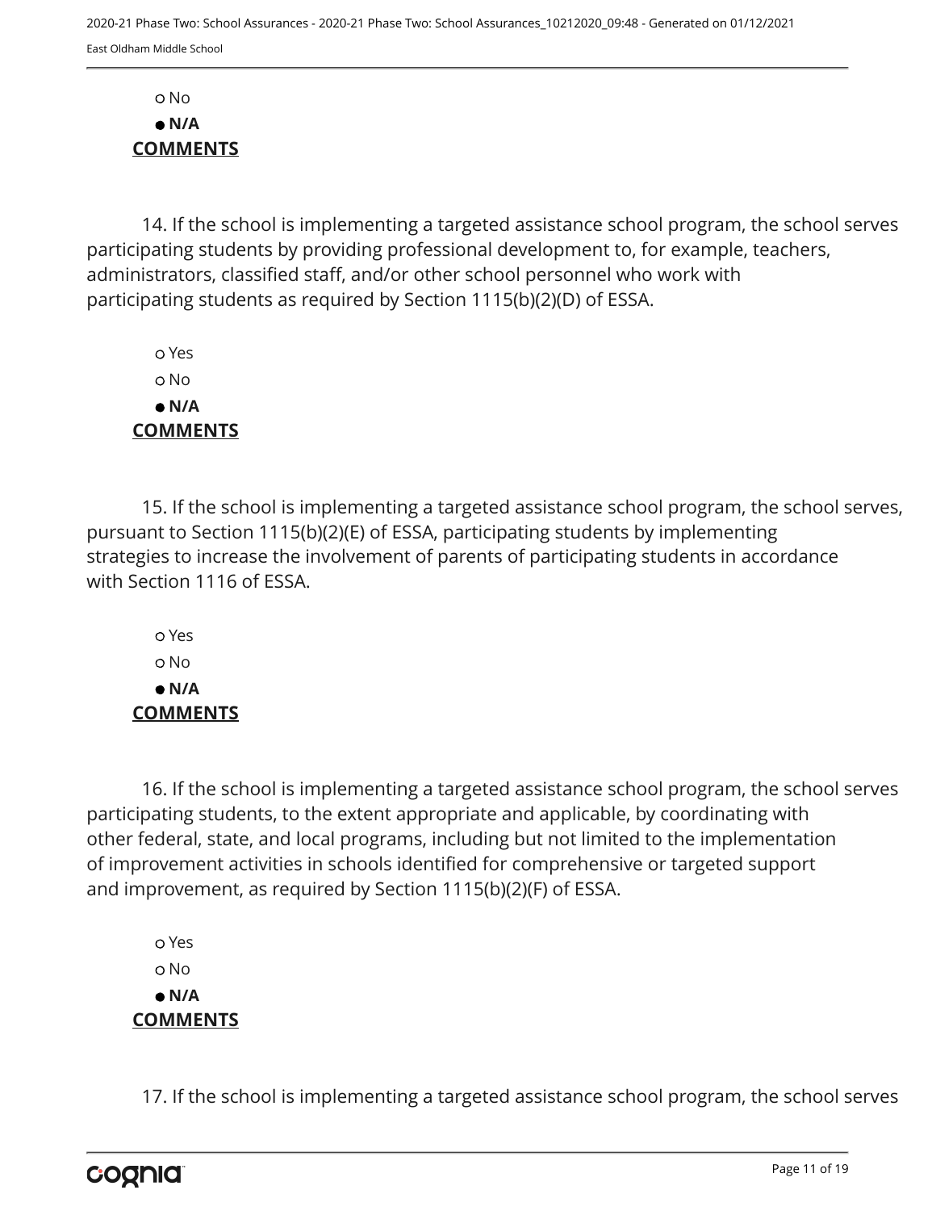○ No

● **N/A**

**COMMENTS**

14. If the school is implementing a targeted assistance school program, the school serves participating students by providing professional development to, for example, teachers, administrators, classified staff, and/or other school personnel who work with participating students as required by Section 1115(b)(2)(D) of ESSA.

○ Yes

○ No

● **N/A**

**COMMENTS**

15. If the school is implementing a targeted assistance school program, the school serves, pursuant to Section 1115(b)(2)(E) of ESSA, participating students by implementing strategies to increase the involvement of parents of participating students in accordance with Section 1116 of ESSA.

○ Yes

○ No

● **N/A**

**COMMENTS**

16. If the school is implementing a targeted assistance school program, the school serves participating students, to the extent appropriate and applicable, by coordinating with other federal, state, and local programs, including but not limited to the implementation of improvement activities in schools identified for comprehensive or targeted support and improvement, as required by Section 1115(b)(2)(F) of ESSA.

○ Yes

○ No

● **N/A**

**COMMENTS**

17. If the school is implementing a targeted assistance school program, the school serves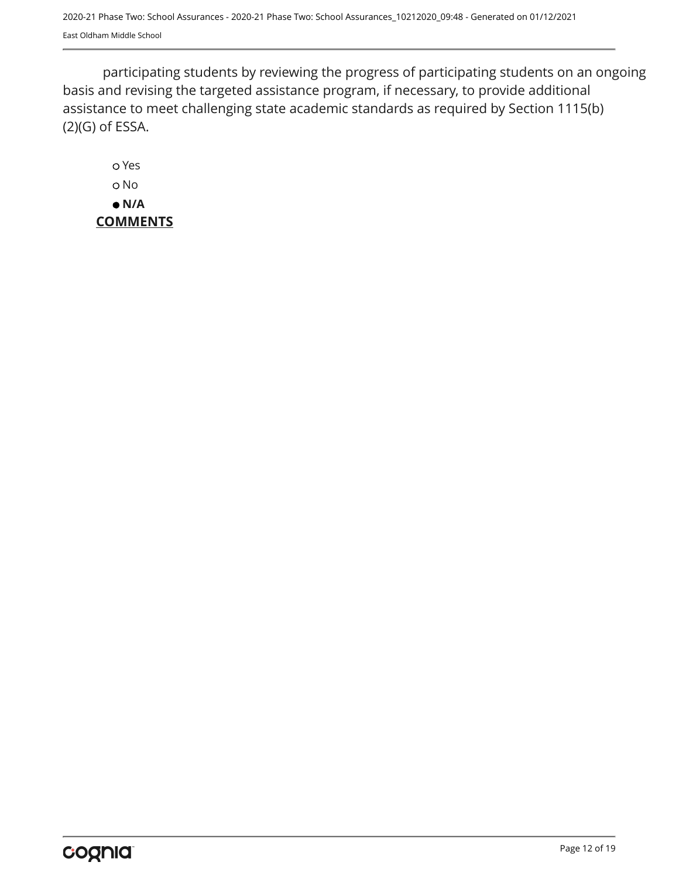participating students by reviewing the progress of participating students on an ongoing basis and revising the targeted assistance program, if necessary, to provide additional assistance to meet challenging state academic standards as required by Section 1115(b)(2)(G) of ESSA.

- ○ Yes
- ○ No
- ● **N/A**

**COMMENTS**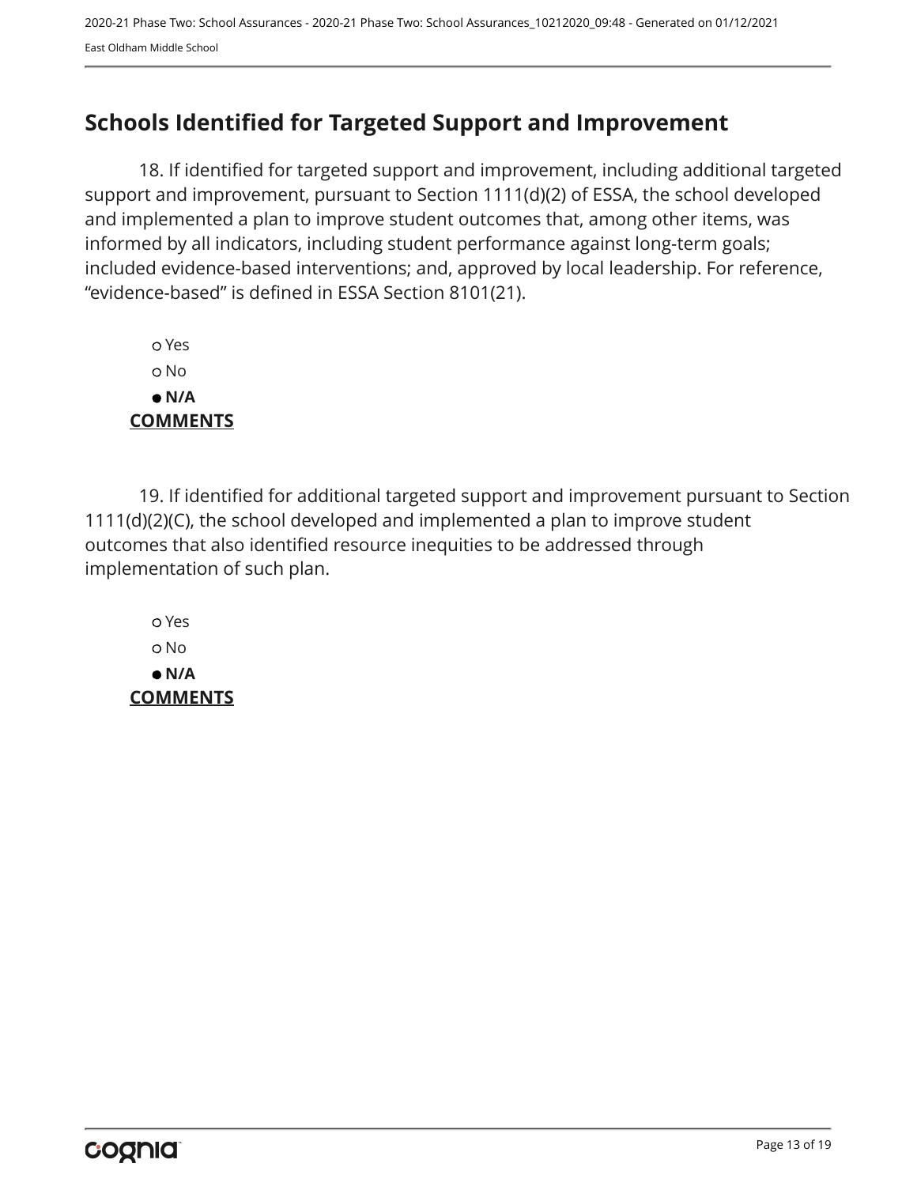## Schools Identified for Targeted Support and Improvement

18. If identified for targeted support and improvement, including additional targeted support and improvement, pursuant to Section 1111(d)(2) of ESSA, the school developed and implemented a plan to improve student outcomes that, among other items, was informed by all indicators, including student performance against long-term goals; included evidence-based interventions; and, approved by local leadership. For reference, "evidence-based" is defined in ESSA Section 8101(21).

- ○ Yes
- ○ No
- ● **N/A**

**COMMENTS**

19. If identified for additional targeted support and improvement pursuant to Section 1111(d)(2)(C), the school developed and implemented a plan to improve student outcomes that also identified resource inequities to be addressed through implementation of such plan.

- ○ Yes
- ○ No
- ● **N/A**

**COMMENTS**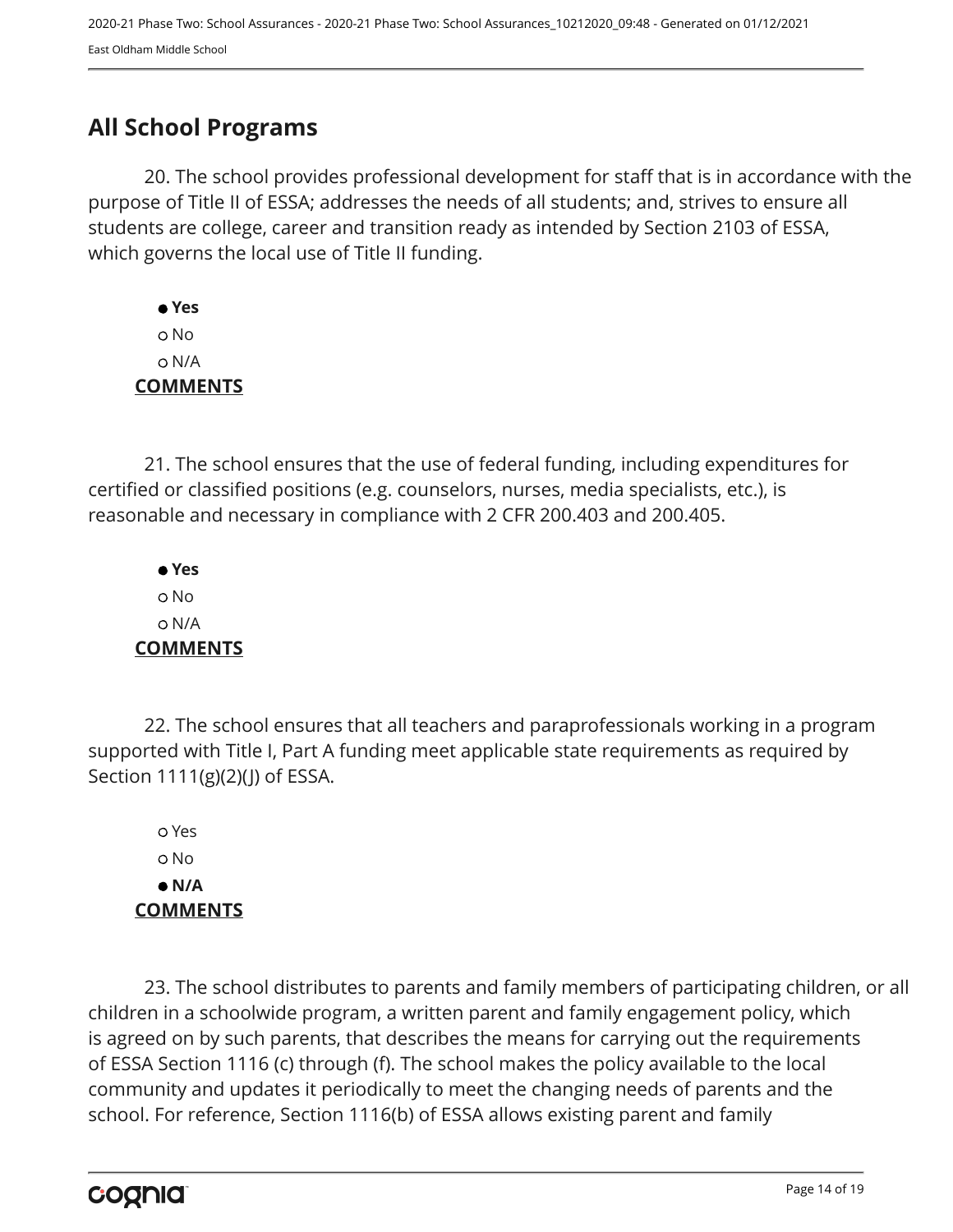## All School Programs

20. The school provides professional development for staff that is in accordance with the purpose of Title II of ESSA; addresses the needs of all students; and, strives to ensure all students are college, career and transition ready as intended by Section 2103 of ESSA, which governs the local use of Title II funding.

- ● **Yes**
- ○ No
- ○ N/A

**COMMENTS**

21. The school ensures that the use of federal funding, including expenditures for certified or classified positions (e.g. counselors, nurses, media specialists, etc.), is reasonable and necessary in compliance with 2 CFR 200.403 and 200.405.

- ● **Yes**
- ○ No
- ○ N/A

**COMMENTS**

22. The school ensures that all teachers and paraprofessionals working in a program supported with Title I, Part A funding meet applicable state requirements as required by Section 1111(g)(2)(J) of ESSA.

- ○ Yes
- ○ No
- ● **N/A**

**COMMENTS**

23. The school distributes to parents and family members of participating children, or all children in a schoolwide program, a written parent and family engagement policy, which is agreed on by such parents, that describes the means for carrying out the requirements of ESSA Section 1116 (c) through (f). The school makes the policy available to the local community and updates it periodically to meet the changing needs of parents and the school. For reference, Section 1116(b) of ESSA allows existing parent and family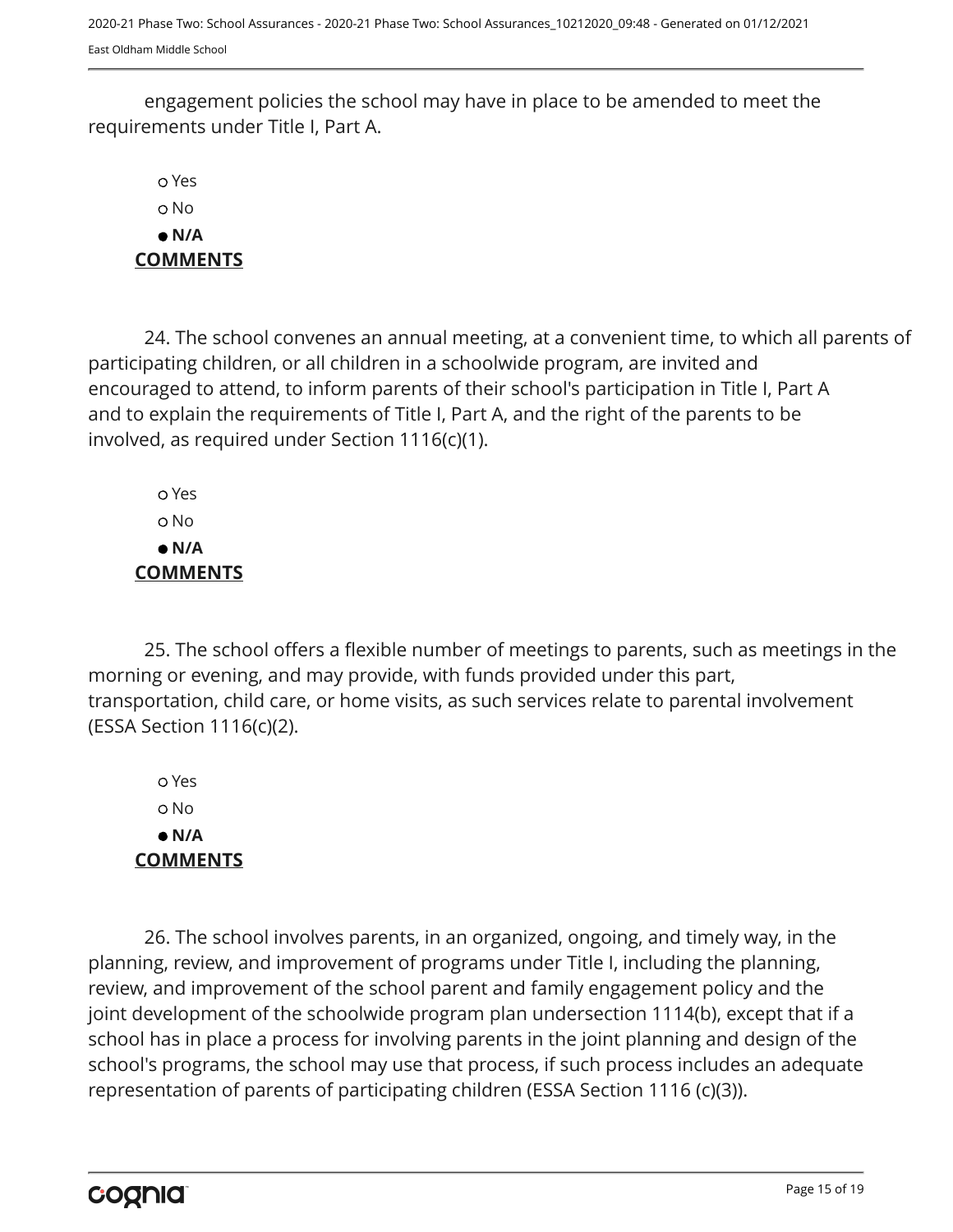engagement policies the school may have in place to be amended to meet the requirements under Title I, Part A.

- ○ Yes
- ○ No
- ● **N/A**

**COMMENTS**

24. The school convenes an annual meeting, at a convenient time, to which all parents of participating children, or all children in a schoolwide program, are invited and encouraged to attend, to inform parents of their school's participation in Title I, Part A and to explain the requirements of Title I, Part A, and the right of the parents to be involved, as required under Section 1116(c)(1).

- ○ Yes
- ○ No
- ● **N/A**

**COMMENTS**

25. The school offers a flexible number of meetings to parents, such as meetings in the morning or evening, and may provide, with funds provided under this part, transportation, child care, or home visits, as such services relate to parental involvement (ESSA Section 1116(c)(2).

- ○ Yes
- ○ No
- ● **N/A**

**COMMENTS**

26. The school involves parents, in an organized, ongoing, and timely way, in the planning, review, and improvement of programs under Title I, including the planning, review, and improvement of the school parent and family engagement policy and the joint development of the schoolwide program plan undersection 1114(b), except that if a school has in place a process for involving parents in the joint planning and design of the school's programs, the school may use that process, if such process includes an adequate representation of parents of participating children (ESSA Section 1116 (c)(3)).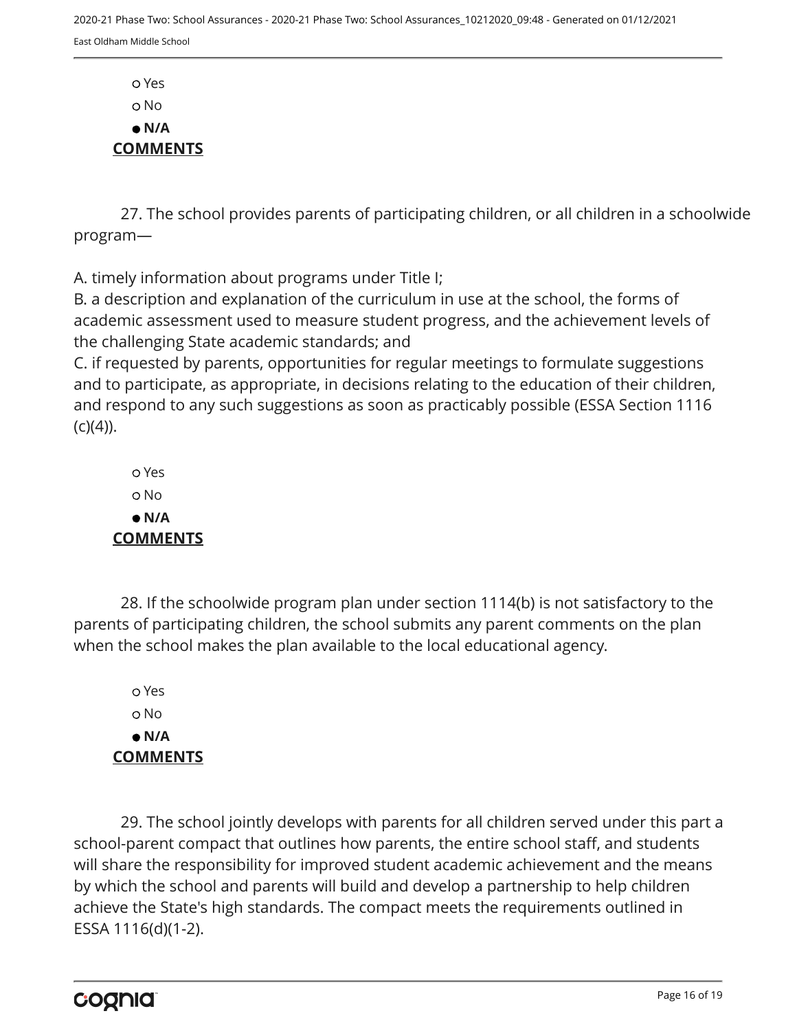- ○ Yes
- ○ No
- ● **N/A**

**COMMENTS**

27. The school provides parents of participating children, or all children in a schoolwide program—

A. timely information about programs under Title I;
B. a description and explanation of the curriculum in use at the school, the forms of academic assessment used to measure student progress, and the achievement levels of the challenging State academic standards; and
C. if requested by parents, opportunities for regular meetings to formulate suggestions and to participate, as appropriate, in decisions relating to the education of their children, and respond to any such suggestions as soon as practicably possible (ESSA Section 1116 (c)(4)).

- ○ Yes
- ○ No
- ● **N/A**

**COMMENTS**

28. If the schoolwide program plan under section 1114(b) is not satisfactory to the parents of participating children, the school submits any parent comments on the plan when the school makes the plan available to the local educational agency.

- ○ Yes
- ○ No
- ● **N/A**

**COMMENTS**

29. The school jointly develops with parents for all children served under this part a school-parent compact that outlines how parents, the entire school staff, and students will share the responsibility for improved student academic achievement and the means by which the school and parents will build and develop a partnership to help children achieve the State's high standards. The compact meets the requirements outlined in ESSA 1116(d)(1-2).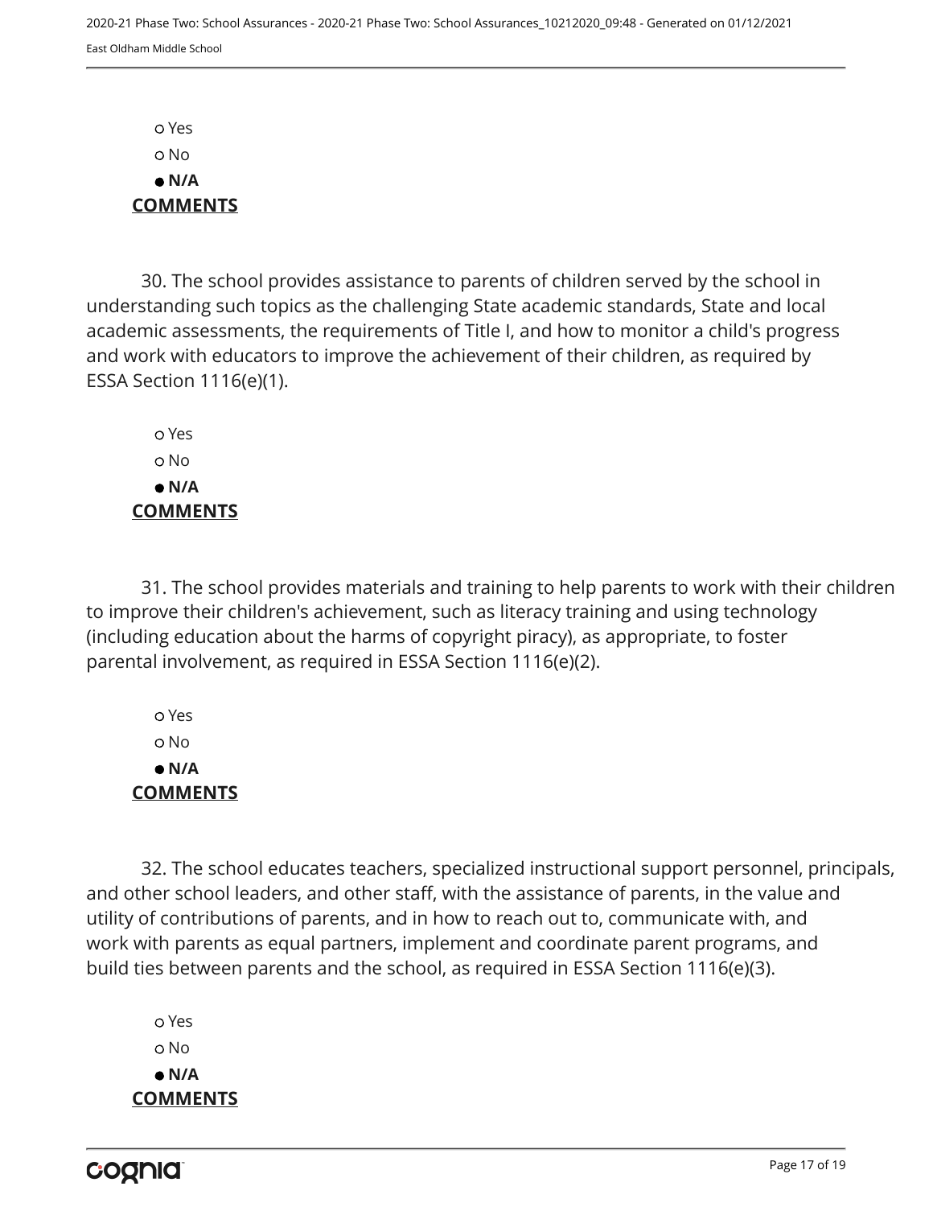○ Yes
○ No
● **N/A**

**COMMENTS**

30. The school provides assistance to parents of children served by the school in understanding such topics as the challenging State academic standards, State and local academic assessments, the requirements of Title I, and how to monitor a child's progress and work with educators to improve the achievement of their children, as required by ESSA Section 1116(e)(1).

○ Yes
○ No
● **N/A**

**COMMENTS**

31. The school provides materials and training to help parents to work with their children to improve their children's achievement, such as literacy training and using technology (including education about the harms of copyright piracy), as appropriate, to foster parental involvement, as required in ESSA Section 1116(e)(2).

○ Yes
○ No
● **N/A**

**COMMENTS**

32. The school educates teachers, specialized instructional support personnel, principals, and other school leaders, and other staff, with the assistance of parents, in the value and utility of contributions of parents, and in how to reach out to, communicate with, and work with parents as equal partners, implement and coordinate parent programs, and build ties between parents and the school, as required in ESSA Section 1116(e)(3).

○ Yes
○ No
● **N/A**

**COMMENTS**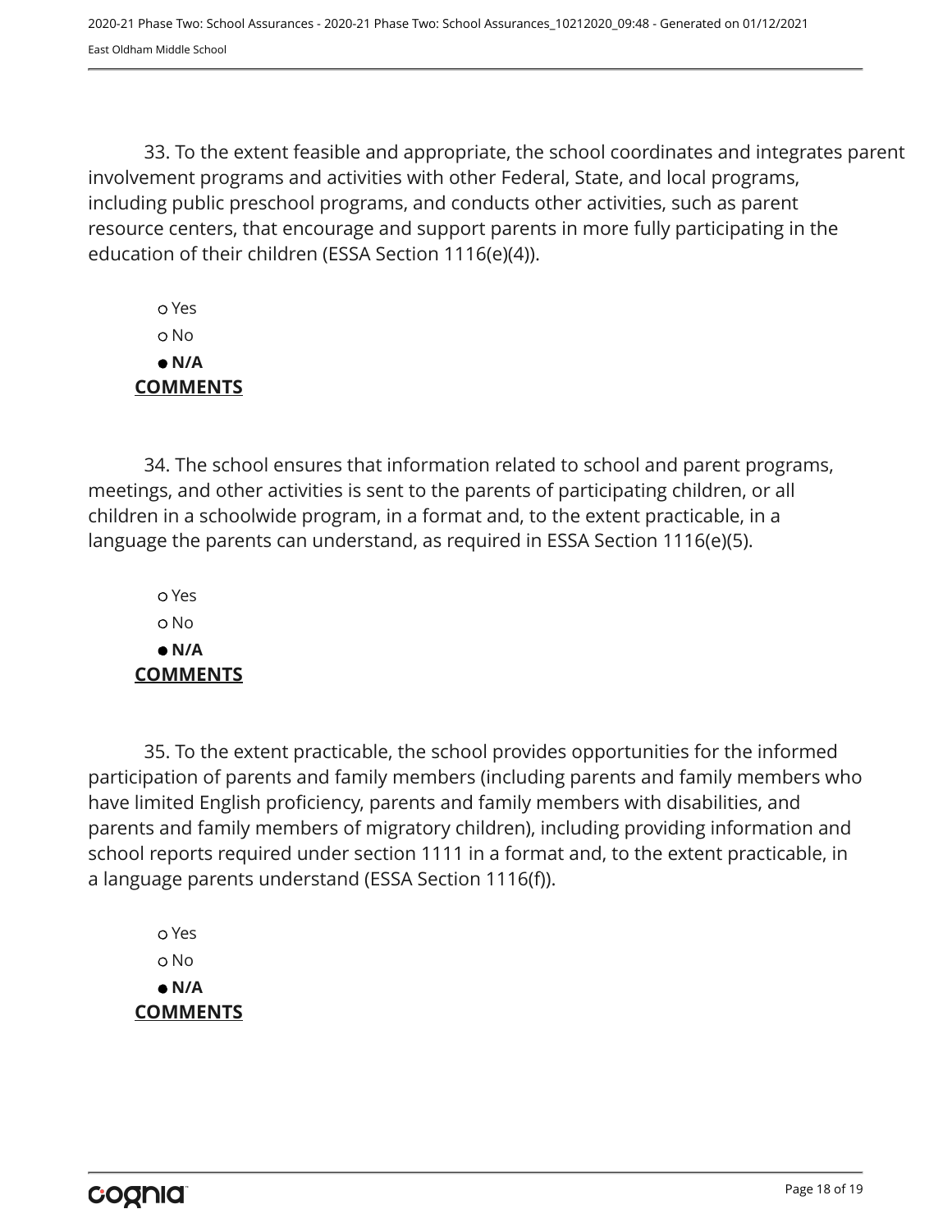33. To the extent feasible and appropriate, the school coordinates and integrates parent involvement programs and activities with other Federal, State, and local programs, including public preschool programs, and conducts other activities, such as parent resource centers, that encourage and support parents in more fully participating in the education of their children (ESSA Section 1116(e)(4)).

- ○ Yes
- ○ No
- ● **N/A**

**COMMENTS**

34. The school ensures that information related to school and parent programs, meetings, and other activities is sent to the parents of participating children, or all children in a schoolwide program, in a format and, to the extent practicable, in a language the parents can understand, as required in ESSA Section 1116(e)(5).

- ○ Yes
- ○ No
- ● **N/A**

**COMMENTS**

35. To the extent practicable, the school provides opportunities for the informed participation of parents and family members (including parents and family members who have limited English proficiency, parents and family members with disabilities, and parents and family members of migratory children), including providing information and school reports required under section 1111 in a format and, to the extent practicable, in a language parents understand (ESSA Section 1116(f)).

- ○ Yes
- ○ No
- ● **N/A**

**COMMENTS**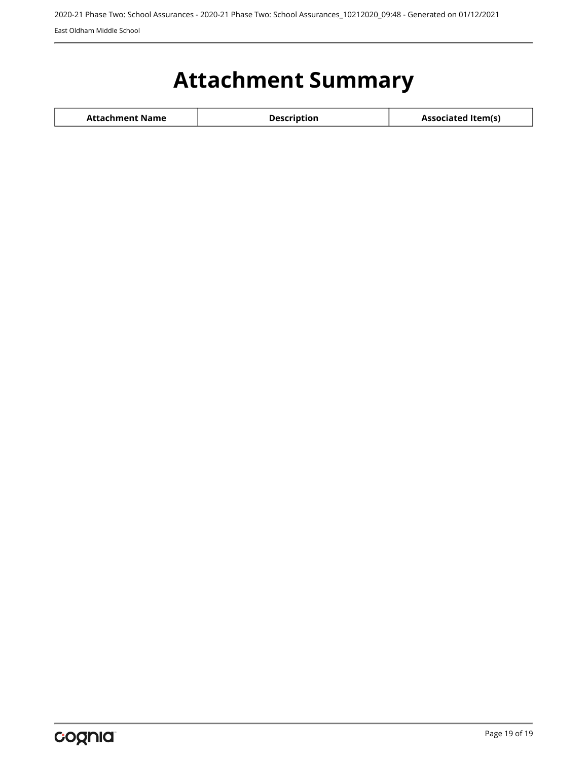# Attachment Summary

| Attachment Name | Description | Associated Item(s) |
| --- | --- | --- |